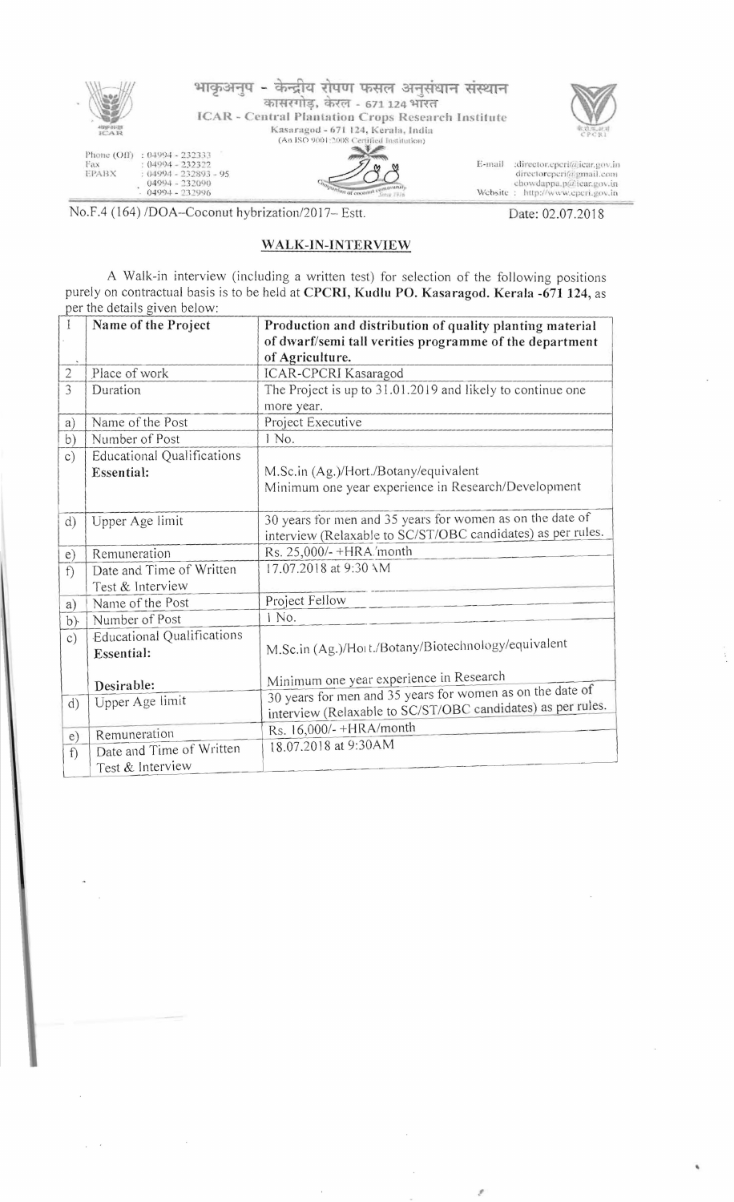भाकृअनुप - केन्द्रीय रोपण फसल अनुसंधान संस्थान
कासरगोड़, केरल - 671 124 भारत
ICAR - Central Plantation Crops Research Institute
Kasaragod - 671 124, Kerala, India
(An ISO 9001:2008 Certified Institution)

Phone (Off) : 04994 - 232333
Fax : 04994 - 232322
EPABX : 04994 - 232893 - 95
04994 - 232090
04994 - 232996

E-mail :director.cpcri@icar.gov.in
directorcpcri@gmail.com
chowdappa.p@icar.gov.in
Website : http://www.cpcri.gov.in

No.F.4 (164) /DOA–Coconut hybrization/2017– Estt.

Date: 02.07.2018

## WALK-IN-INTERVIEW

A Walk-in interview (including a written test) for selection of the following positions purely on contractual basis is to be held at **CPCRI, Kudlu PO. Kasaragod. Kerala -671 124**, as per the details given below:

| 1 | **Name of the Project** | **Production and distribution of quality planting material of dwarf/semi tall verities programme of the department of Agriculture.** |
|---|---|---|
| 2 | Place of work | ICAR-CPCRI Kasaragod |
| 3 | Duration | The Project is up to 31.01.2019 and likely to continue one more year. |
| a) | Name of the Post | Project Executive |
| b) | Number of Post | 1 No. |
| c) | Educational Qualifications **Essential:** | M.Sc.in (Ag.)/Hort./Botany/equivalent<br>Minimum one year experience in Research/Development |
| d) | Upper Age limit | 30 years for men and 35 years for women as on the date of interview (Relaxable to SC/ST/OBC candidates) as per rules. |
| e) | Remuneration | Rs. 25,000/- +HRA/month |
| f) | Date and Time of Written Test & Interview | 17.07.2018 at 9:30 AM |
| a) | Name of the Post | Project Fellow |
| b) | Number of Post | 1 No. |
| c) | Educational Qualifications **Essential:**<br><br>**Desirable:** | M.Sc.in (Ag.)/Hort./Botany/Biotechnology/equivalent<br><br>Minimum one year experience in Research |
| d) | Upper Age limit | 30 years for men and 35 years for women as on the date of interview (Relaxable to SC/ST/OBC candidates) as per rules. |
| e) | Remuneration | Rs. 16,000/- +HRA/month |
| f) | Date and Time of Written Test & Interview | 18.07.2018 at 9:30AM |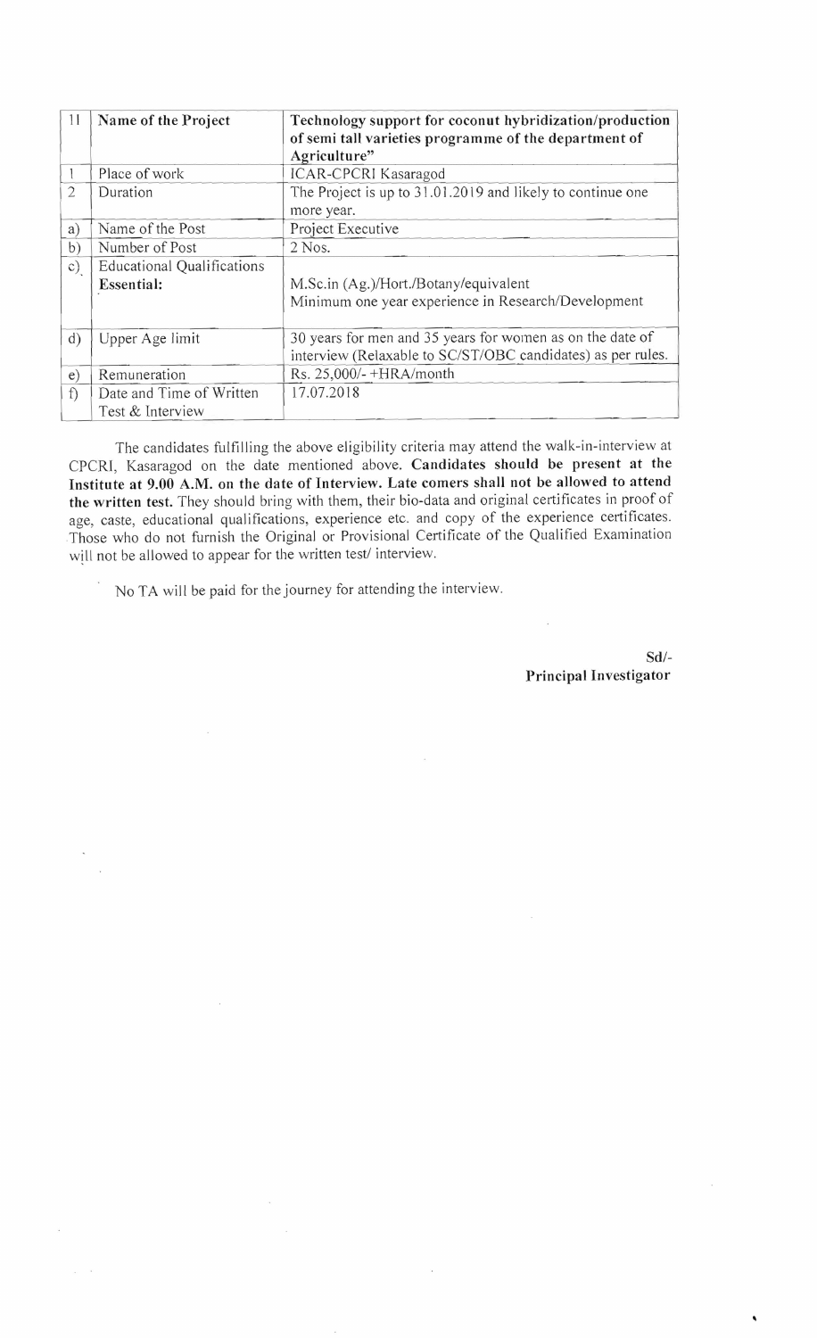| | | |
|---|---|---|
| 11 | **Name of the Project** | **Technology support for coconut hybridization/production of semi tall varieties programme of the department of Agriculture"** |
| 1 | Place of work | ICAR-CPCRI Kasaragod |
| 2 | Duration | The Project is up to 31.01.2019 and likely to continue one more year. |
| a) | Name of the Post | Project Executive |
| b) | Number of Post | 2 Nos. |
| c) | Educational Qualifications **Essential:** | M.Sc.in (Ag.)/Hort./Botany/equivalent<br>Minimum one year experience in Research/Development |
| d) | Upper Age limit | 30 years for men and 35 years for women as on the date of interview (Relaxable to SC/ST/OBC candidates) as per rules. |
| e) | Remuneration | Rs. 25,000/- +HRA/month |
| f) | Date and Time of Written Test & Interview | 17.07.2018 |

The candidates fulfilling the above eligibility criteria may attend the walk-in-interview at CPCRI, Kasaragod on the date mentioned above. **Candidates should be present at the Institute at 9.00 A.M. on the date of Interview. Late comers shall not be allowed to attend the written test.** They should bring with them, their bio-data and original certificates in proof of age, caste, educational qualifications, experience etc. and copy of the experience certificates. Those who do not furnish the Original or Provisional Certificate of the Qualified Examination will not be allowed to appear for the written test/ interview.

No TA will be paid for the journey for attending the interview.

**Sd/-**
**Principal Investigator**